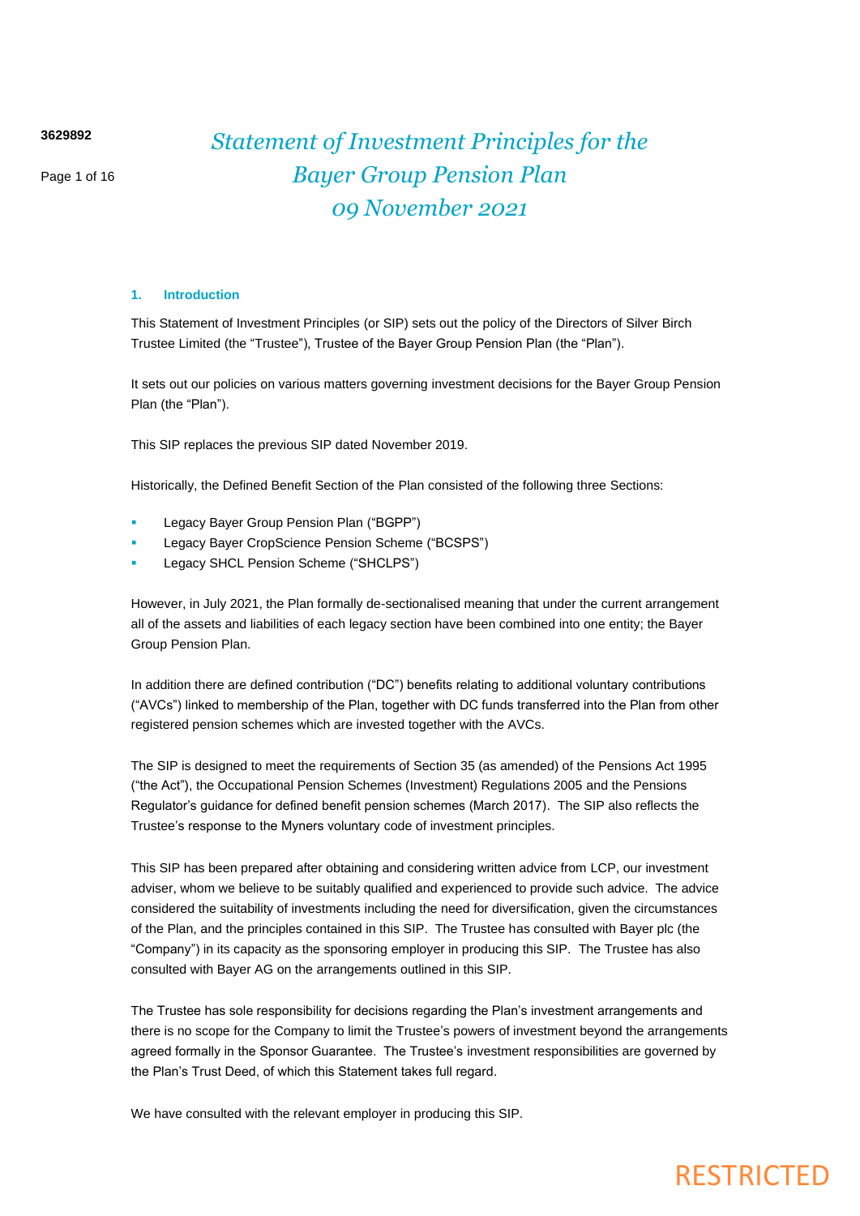3629892

# Statement of Investment Principles for the Bayer Group Pension Plan 09 November 2021

## 1. Introduction

This Statement of Investment Principles (or SIP) sets out the policy of the Directors of Silver Birch Trustee Limited (the "Trustee"), Trustee of the Bayer Group Pension Plan (the "Plan").

It sets out our policies on various matters governing investment decisions for the Bayer Group Pension Plan (the "Plan").

This SIP replaces the previous SIP dated November 2019.

Historically, the Defined Benefit Section of the Plan consisted of the following three Sections:

- Legacy Bayer Group Pension Plan ("BGPP")
- Legacy Bayer CropScience Pension Scheme ("BCSPS")
- Legacy SHCL Pension Scheme ("SHCLPS")

However, in July 2021, the Plan formally de-sectionalised meaning that under the current arrangement all of the assets and liabilities of each legacy section have been combined into one entity; the Bayer Group Pension Plan.

In addition there are defined contribution ("DC") benefits relating to additional voluntary contributions ("AVCs") linked to membership of the Plan, together with DC funds transferred into the Plan from other registered pension schemes which are invested together with the AVCs.

The SIP is designed to meet the requirements of Section 35 (as amended) of the Pensions Act 1995 ("the Act"), the Occupational Pension Schemes (Investment) Regulations 2005 and the Pensions Regulator's guidance for defined benefit pension schemes (March 2017). The SIP also reflects the Trustee's response to the Myners voluntary code of investment principles.

This SIP has been prepared after obtaining and considering written advice from LCP, our investment adviser, whom we believe to be suitably qualified and experienced to provide such advice. The advice considered the suitability of investments including the need for diversification, given the circumstances of the Plan, and the principles contained in this SIP. The Trustee has consulted with Bayer plc (the "Company") in its capacity as the sponsoring employer in producing this SIP. The Trustee has also consulted with Bayer AG on the arrangements outlined in this SIP.

The Trustee has sole responsibility for decisions regarding the Plan's investment arrangements and there is no scope for the Company to limit the Trustee's powers of investment beyond the arrangements agreed formally in the Sponsor Guarantee. The Trustee's investment responsibilities are governed by the Plan's Trust Deed, of which this Statement takes full regard.

We have consulted with the relevant employer in producing this SIP.

RESTRICTED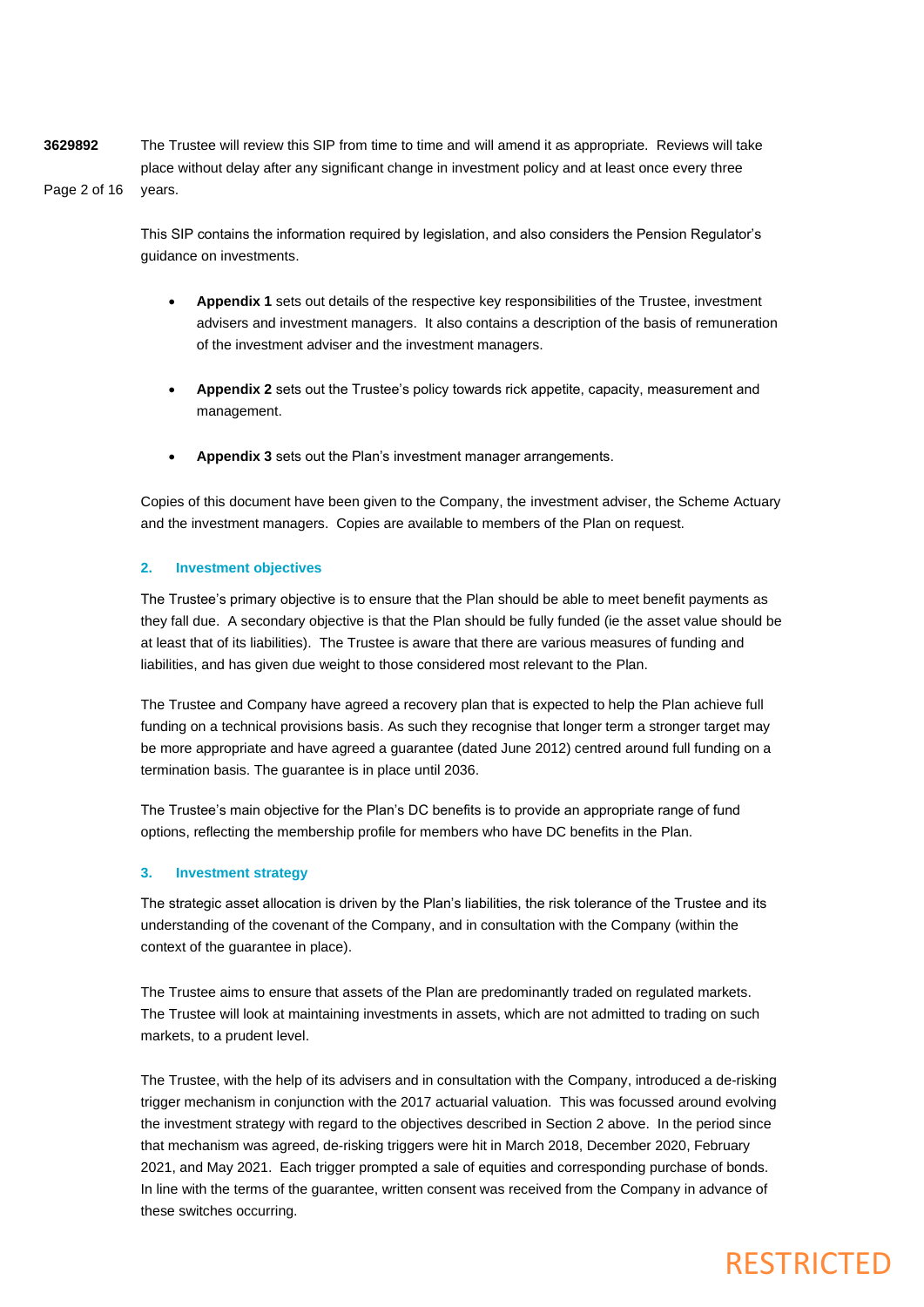The Trustee will review this SIP from time to time and will amend it as appropriate. Reviews will take place without delay after any significant change in investment policy and at least once every three years.

This SIP contains the information required by legislation, and also considers the Pension Regulator's guidance on investments.

- **Appendix 1** sets out details of the respective key responsibilities of the Trustee, investment advisers and investment managers. It also contains a description of the basis of remuneration of the investment adviser and the investment managers.
- **Appendix 2** sets out the Trustee's policy towards rick appetite, capacity, measurement and management.
- **Appendix 3** sets out the Plan's investment manager arrangements.

Copies of this document have been given to the Company, the investment adviser, the Scheme Actuary and the investment managers. Copies are available to members of the Plan on request.

## 2. Investment objectives

The Trustee's primary objective is to ensure that the Plan should be able to meet benefit payments as they fall due. A secondary objective is that the Plan should be fully funded (ie the asset value should be at least that of its liabilities). The Trustee is aware that there are various measures of funding and liabilities, and has given due weight to those considered most relevant to the Plan.

The Trustee and Company have agreed a recovery plan that is expected to help the Plan achieve full funding on a technical provisions basis. As such they recognise that longer term a stronger target may be more appropriate and have agreed a guarantee (dated June 2012) centred around full funding on a termination basis. The guarantee is in place until 2036.

The Trustee's main objective for the Plan's DC benefits is to provide an appropriate range of fund options, reflecting the membership profile for members who have DC benefits in the Plan.

## 3. Investment strategy

The strategic asset allocation is driven by the Plan's liabilities, the risk tolerance of the Trustee and its understanding of the covenant of the Company, and in consultation with the Company (within the context of the guarantee in place).

The Trustee aims to ensure that assets of the Plan are predominantly traded on regulated markets. The Trustee will look at maintaining investments in assets, which are not admitted to trading on such markets, to a prudent level.

The Trustee, with the help of its advisers and in consultation with the Company, introduced a de-risking trigger mechanism in conjunction with the 2017 actuarial valuation. This was focussed around evolving the investment strategy with regard to the objectives described in Section 2 above. In the period since that mechanism was agreed, de-risking triggers were hit in March 2018, December 2020, February 2021, and May 2021. Each trigger prompted a sale of equities and corresponding purchase of bonds. In line with the terms of the guarantee, written consent was received from the Company in advance of these switches occurring.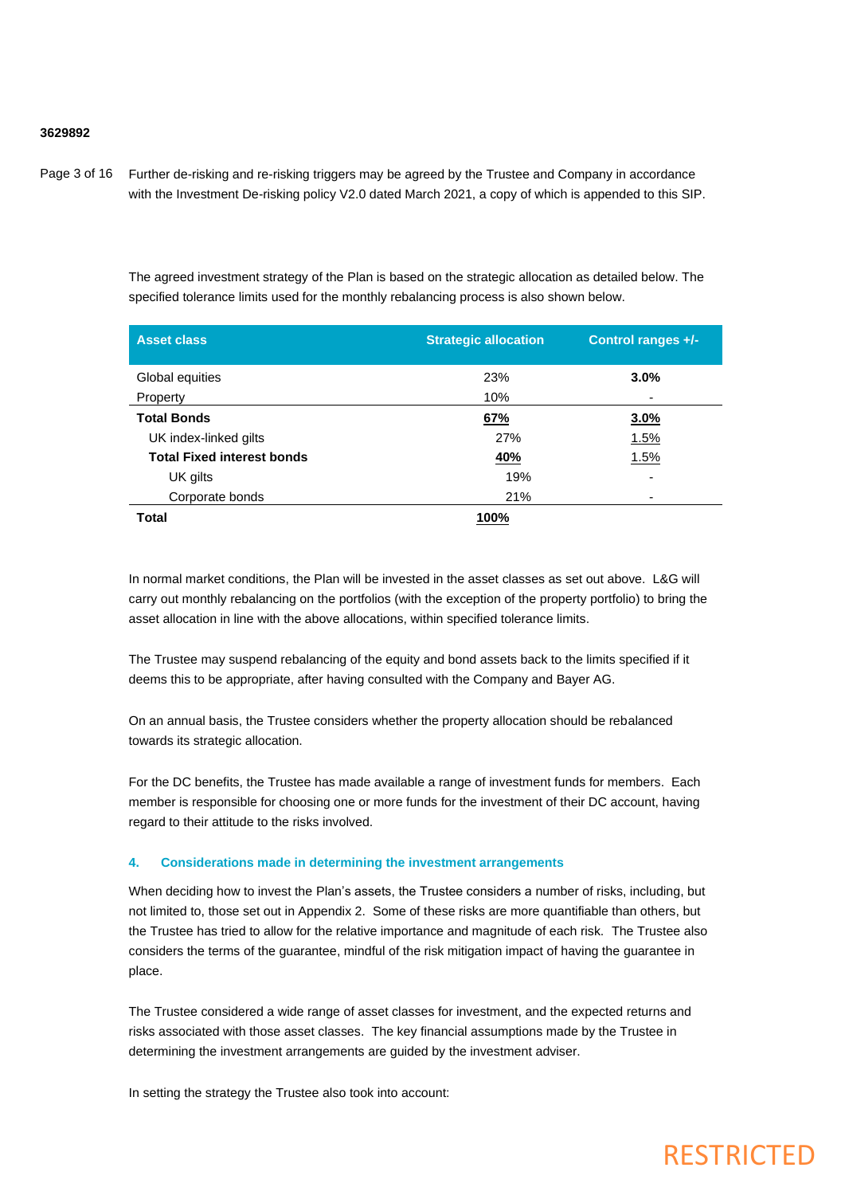Further de-risking and re-risking triggers may be agreed by the Trustee and Company in accordance with the Investment De-risking policy V2.0 dated March 2021, a copy of which is appended to this SIP.

The agreed investment strategy of the Plan is based on the strategic allocation as detailed below. The specified tolerance limits used for the monthly rebalancing process is also shown below.

| Asset class | Strategic allocation | Control ranges +/- |
|---|---|---|
| Global equities | 23% | **3.0%** |
| Property | 10% | - |
| **Total Bonds** | **67%** | **3.0%** |
| UK index-linked gilts | 27% | 1.5% |
| **Total Fixed interest bonds** | **40%** | 1.5% |
| UK gilts | 19% | - |
| Corporate bonds | 21% | - |
| **Total** | **100%** | |

In normal market conditions, the Plan will be invested in the asset classes as set out above. L&G will carry out monthly rebalancing on the portfolios (with the exception of the property portfolio) to bring the asset allocation in line with the above allocations, within specified tolerance limits.

The Trustee may suspend rebalancing of the equity and bond assets back to the limits specified if it deems this to be appropriate, after having consulted with the Company and Bayer AG.

On an annual basis, the Trustee considers whether the property allocation should be rebalanced towards its strategic allocation.

For the DC benefits, the Trustee has made available a range of investment funds for members. Each member is responsible for choosing one or more funds for the investment of their DC account, having regard to their attitude to the risks involved.

## 4. Considerations made in determining the investment arrangements

When deciding how to invest the Plan's assets, the Trustee considers a number of risks, including, but not limited to, those set out in Appendix 2. Some of these risks are more quantifiable than others, but the Trustee has tried to allow for the relative importance and magnitude of each risk. The Trustee also considers the terms of the guarantee, mindful of the risk mitigation impact of having the guarantee in place.

The Trustee considered a wide range of asset classes for investment, and the expected returns and risks associated with those asset classes. The key financial assumptions made by the Trustee in determining the investment arrangements are guided by the investment adviser.

In setting the strategy the Trustee also took into account: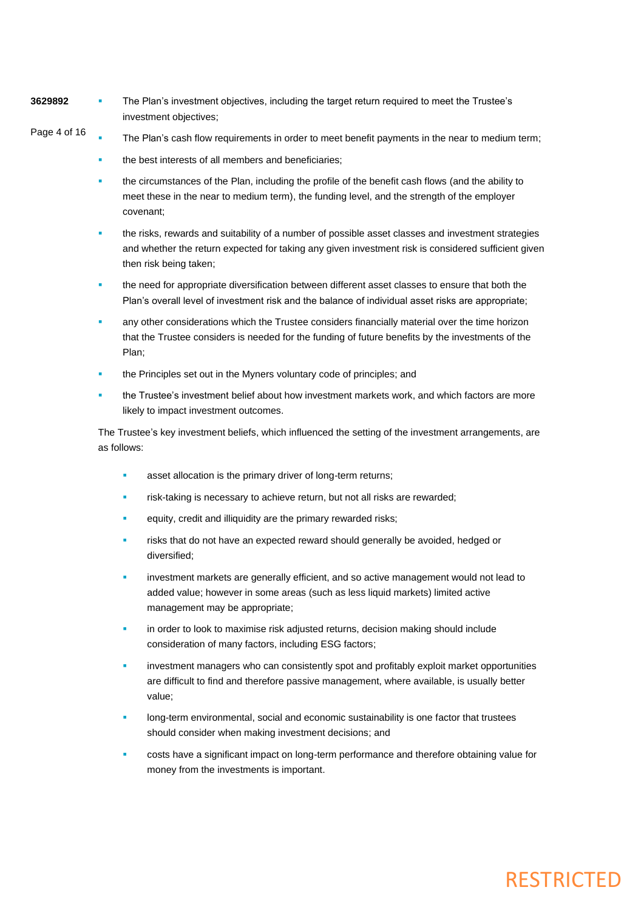- The Plan's investment objectives, including the target return required to meet the Trustee's investment objectives;
- The Plan's cash flow requirements in order to meet benefit payments in the near to medium term;
- the best interests of all members and beneficiaries;
- the circumstances of the Plan, including the profile of the benefit cash flows (and the ability to meet these in the near to medium term), the funding level, and the strength of the employer covenant;
- the risks, rewards and suitability of a number of possible asset classes and investment strategies and whether the return expected for taking any given investment risk is considered sufficient given then risk being taken;
- the need for appropriate diversification between different asset classes to ensure that both the Plan's overall level of investment risk and the balance of individual asset risks are appropriate;
- any other considerations which the Trustee considers financially material over the time horizon that the Trustee considers is needed for the funding of future benefits by the investments of the Plan;
- the Principles set out in the Myners voluntary code of principles; and
- the Trustee's investment belief about how investment markets work, and which factors are more likely to impact investment outcomes.

The Trustee's key investment beliefs, which influenced the setting of the investment arrangements, are as follows:

- asset allocation is the primary driver of long-term returns;
- risk-taking is necessary to achieve return, but not all risks are rewarded;
- equity, credit and illiquidity are the primary rewarded risks;
- risks that do not have an expected reward should generally be avoided, hedged or diversified;
- investment markets are generally efficient, and so active management would not lead to added value; however in some areas (such as less liquid markets) limited active management may be appropriate;
- in order to look to maximise risk adjusted returns, decision making should include consideration of many factors, including ESG factors;
- investment managers who can consistently spot and profitably exploit market opportunities are difficult to find and therefore passive management, where available, is usually better value;
- long-term environmental, social and economic sustainability is one factor that trustees should consider when making investment decisions; and
- costs have a significant impact on long-term performance and therefore obtaining value for money from the investments is important.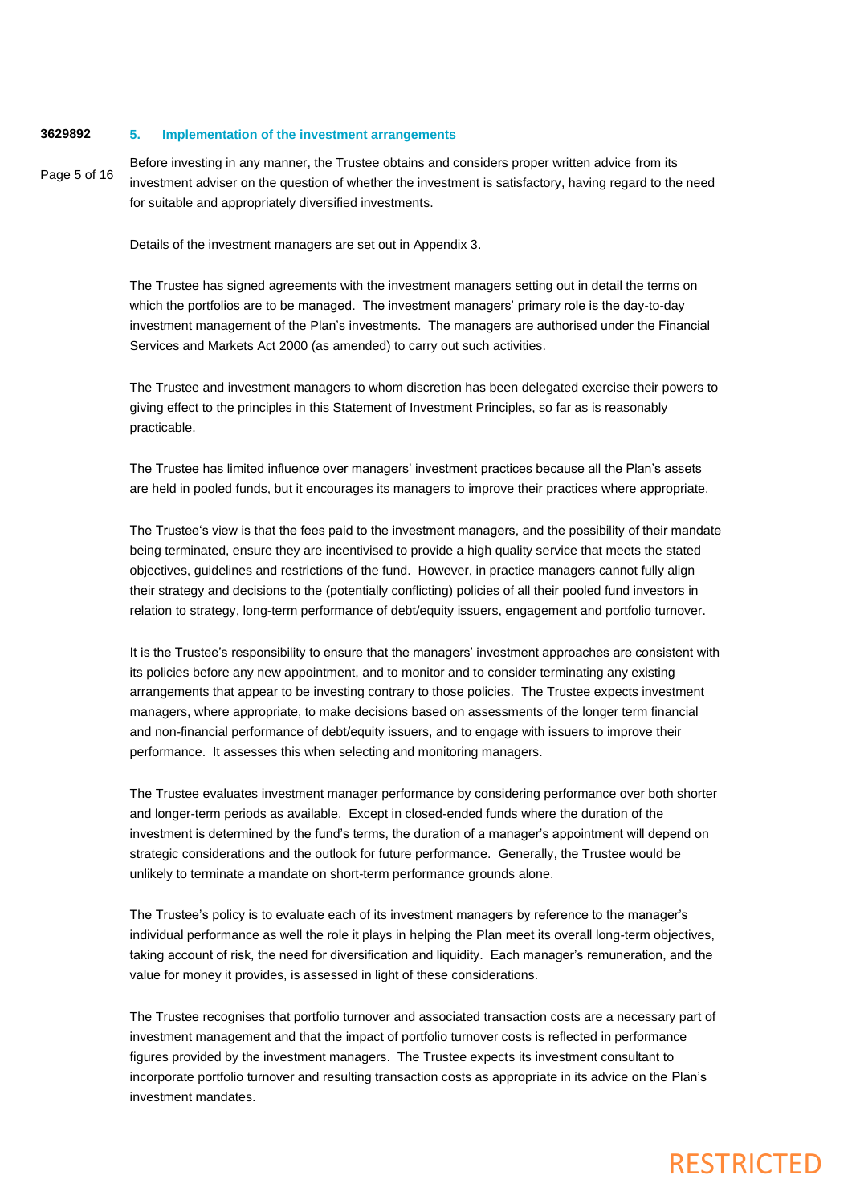## 5. Implementation of the investment arrangements

Before investing in any manner, the Trustee obtains and considers proper written advice from its investment adviser on the question of whether the investment is satisfactory, having regard to the need for suitable and appropriately diversified investments.

Details of the investment managers are set out in Appendix 3.

The Trustee has signed agreements with the investment managers setting out in detail the terms on which the portfolios are to be managed. The investment managers' primary role is the day-to-day investment management of the Plan's investments. The managers are authorised under the Financial Services and Markets Act 2000 (as amended) to carry out such activities.

The Trustee and investment managers to whom discretion has been delegated exercise their powers to giving effect to the principles in this Statement of Investment Principles, so far as is reasonably practicable.

The Trustee has limited influence over managers' investment practices because all the Plan's assets are held in pooled funds, but it encourages its managers to improve their practices where appropriate.

The Trustee's view is that the fees paid to the investment managers, and the possibility of their mandate being terminated, ensure they are incentivised to provide a high quality service that meets the stated objectives, guidelines and restrictions of the fund. However, in practice managers cannot fully align their strategy and decisions to the (potentially conflicting) policies of all their pooled fund investors in relation to strategy, long-term performance of debt/equity issuers, engagement and portfolio turnover.

It is the Trustee's responsibility to ensure that the managers' investment approaches are consistent with its policies before any new appointment, and to monitor and to consider terminating any existing arrangements that appear to be investing contrary to those policies. The Trustee expects investment managers, where appropriate, to make decisions based on assessments of the longer term financial and non-financial performance of debt/equity issuers, and to engage with issuers to improve their performance. It assesses this when selecting and monitoring managers.

The Trustee evaluates investment manager performance by considering performance over both shorter and longer-term periods as available. Except in closed-ended funds where the duration of the investment is determined by the fund's terms, the duration of a manager's appointment will depend on strategic considerations and the outlook for future performance. Generally, the Trustee would be unlikely to terminate a mandate on short-term performance grounds alone.

The Trustee's policy is to evaluate each of its investment managers by reference to the manager's individual performance as well the role it plays in helping the Plan meet its overall long-term objectives, taking account of risk, the need for diversification and liquidity. Each manager's remuneration, and the value for money it provides, is assessed in light of these considerations.

The Trustee recognises that portfolio turnover and associated transaction costs are a necessary part of investment management and that the impact of portfolio turnover costs is reflected in performance figures provided by the investment managers. The Trustee expects its investment consultant to incorporate portfolio turnover and resulting transaction costs as appropriate in its advice on the Plan's investment mandates.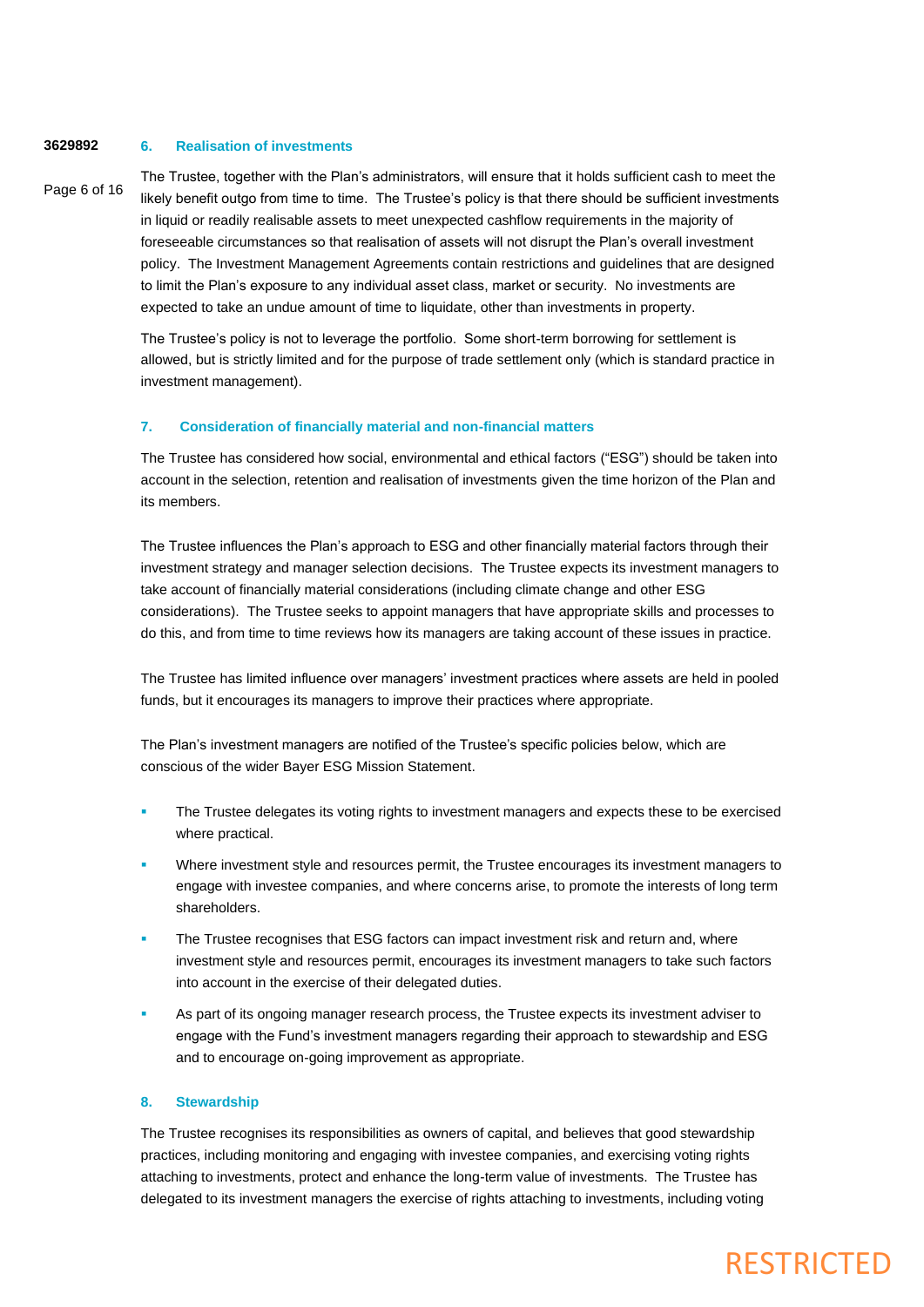## 6. Realisation of investments

The Trustee, together with the Plan's administrators, will ensure that it holds sufficient cash to meet the likely benefit outgo from time to time. The Trustee's policy is that there should be sufficient investments in liquid or readily realisable assets to meet unexpected cashflow requirements in the majority of foreseeable circumstances so that realisation of assets will not disrupt the Plan's overall investment policy. The Investment Management Agreements contain restrictions and guidelines that are designed to limit the Plan's exposure to any individual asset class, market or security. No investments are expected to take an undue amount of time to liquidate, other than investments in property.

The Trustee's policy is not to leverage the portfolio. Some short-term borrowing for settlement is allowed, but is strictly limited and for the purpose of trade settlement only (which is standard practice in investment management).

## 7. Consideration of financially material and non-financial matters

The Trustee has considered how social, environmental and ethical factors ("ESG") should be taken into account in the selection, retention and realisation of investments given the time horizon of the Plan and its members.

The Trustee influences the Plan's approach to ESG and other financially material factors through their investment strategy and manager selection decisions. The Trustee expects its investment managers to take account of financially material considerations (including climate change and other ESG considerations). The Trustee seeks to appoint managers that have appropriate skills and processes to do this, and from time to time reviews how its managers are taking account of these issues in practice.

The Trustee has limited influence over managers' investment practices where assets are held in pooled funds, but it encourages its managers to improve their practices where appropriate.

The Plan's investment managers are notified of the Trustee's specific policies below, which are conscious of the wider Bayer ESG Mission Statement.

- The Trustee delegates its voting rights to investment managers and expects these to be exercised where practical.
- Where investment style and resources permit, the Trustee encourages its investment managers to engage with investee companies, and where concerns arise, to promote the interests of long term shareholders.
- The Trustee recognises that ESG factors can impact investment risk and return and, where investment style and resources permit, encourages its investment managers to take such factors into account in the exercise of their delegated duties.
- As part of its ongoing manager research process, the Trustee expects its investment adviser to engage with the Fund's investment managers regarding their approach to stewardship and ESG and to encourage on-going improvement as appropriate.

## 8. Stewardship

The Trustee recognises its responsibilities as owners of capital, and believes that good stewardship practices, including monitoring and engaging with investee companies, and exercising voting rights attaching to investments, protect and enhance the long-term value of investments. The Trustee has delegated to its investment managers the exercise of rights attaching to investments, including voting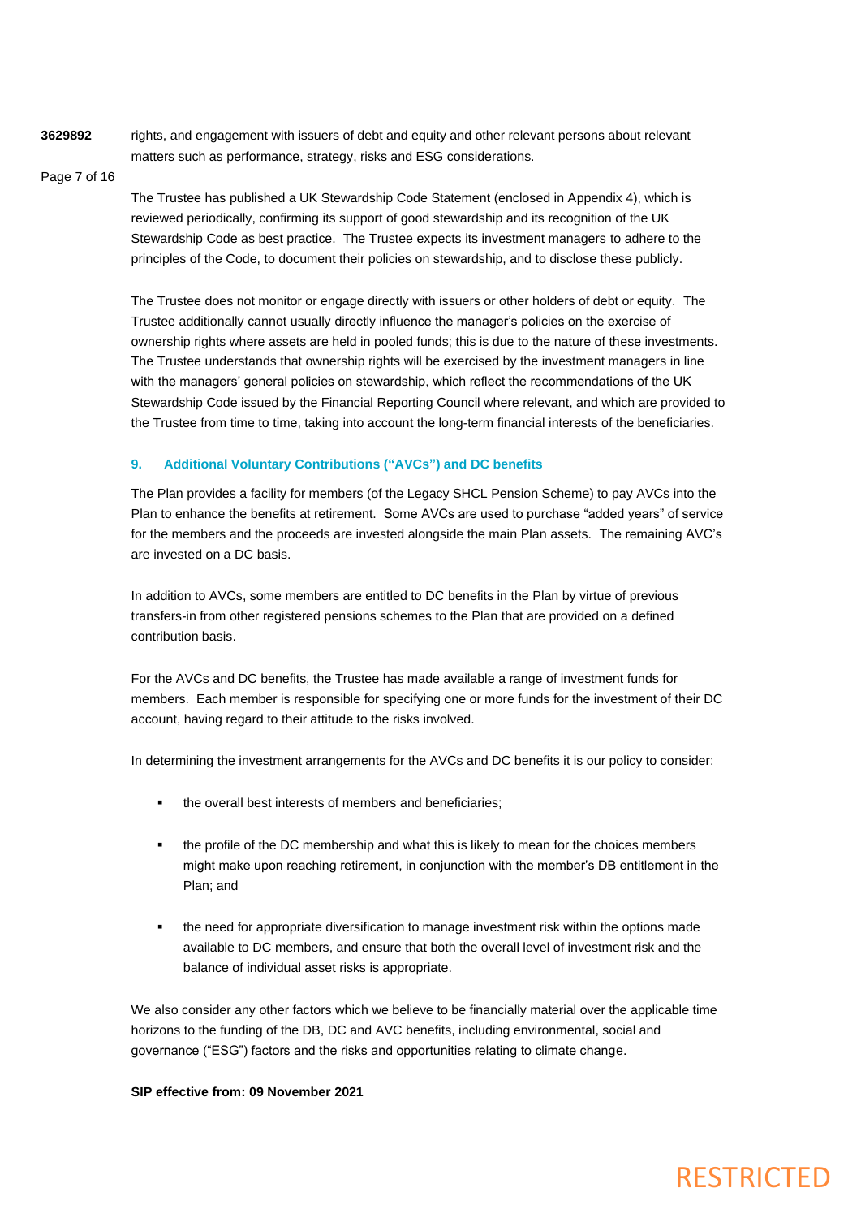rights, and engagement with issuers of debt and equity and other relevant persons about relevant matters such as performance, strategy, risks and ESG considerations.

The Trustee has published a UK Stewardship Code Statement (enclosed in Appendix 4), which is reviewed periodically, confirming its support of good stewardship and its recognition of the UK Stewardship Code as best practice. The Trustee expects its investment managers to adhere to the principles of the Code, to document their policies on stewardship, and to disclose these publicly.

The Trustee does not monitor or engage directly with issuers or other holders of debt or equity. The Trustee additionally cannot usually directly influence the manager's policies on the exercise of ownership rights where assets are held in pooled funds; this is due to the nature of these investments. The Trustee understands that ownership rights will be exercised by the investment managers in line with the managers' general policies on stewardship, which reflect the recommendations of the UK Stewardship Code issued by the Financial Reporting Council where relevant, and which are provided to the Trustee from time to time, taking into account the long-term financial interests of the beneficiaries.

## 9. Additional Voluntary Contributions ("AVCs") and DC benefits

The Plan provides a facility for members (of the Legacy SHCL Pension Scheme) to pay AVCs into the Plan to enhance the benefits at retirement. Some AVCs are used to purchase "added years" of service for the members and the proceeds are invested alongside the main Plan assets. The remaining AVC's are invested on a DC basis.

In addition to AVCs, some members are entitled to DC benefits in the Plan by virtue of previous transfers-in from other registered pensions schemes to the Plan that are provided on a defined contribution basis.

For the AVCs and DC benefits, the Trustee has made available a range of investment funds for members. Each member is responsible for specifying one or more funds for the investment of their DC account, having regard to their attitude to the risks involved.

In determining the investment arrangements for the AVCs and DC benefits it is our policy to consider:

- the overall best interests of members and beneficiaries;
- the profile of the DC membership and what this is likely to mean for the choices members might make upon reaching retirement, in conjunction with the member's DB entitlement in the Plan; and
- the need for appropriate diversification to manage investment risk within the options made available to DC members, and ensure that both the overall level of investment risk and the balance of individual asset risks is appropriate.

We also consider any other factors which we believe to be financially material over the applicable time horizons to the funding of the DB, DC and AVC benefits, including environmental, social and governance ("ESG") factors and the risks and opportunities relating to climate change.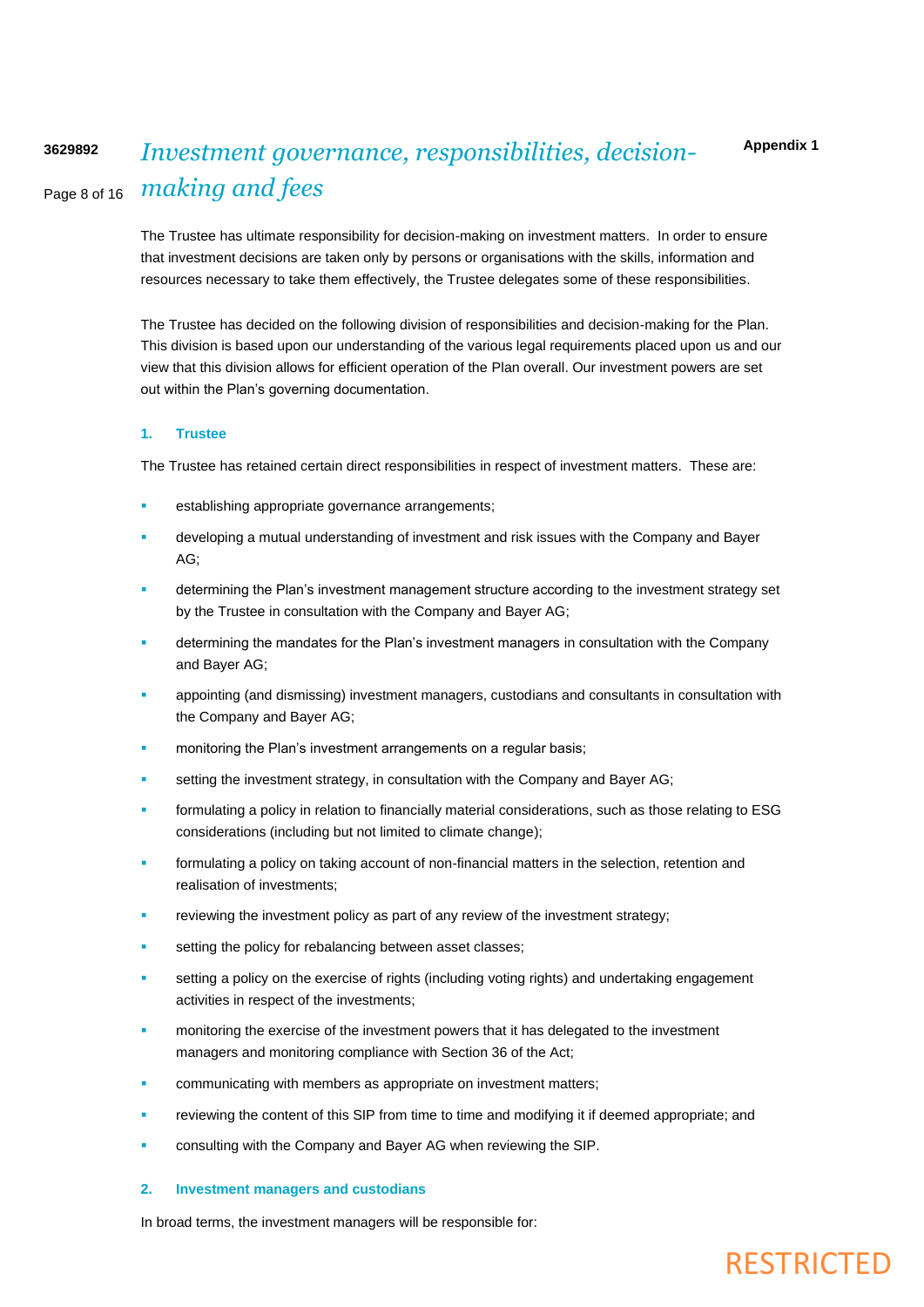Appendix 1

# Investment governance, responsibilities, decision-making and fees

The Trustee has ultimate responsibility for decision-making on investment matters. In order to ensure that investment decisions are taken only by persons or organisations with the skills, information and resources necessary to take them effectively, the Trustee delegates some of these responsibilities.

The Trustee has decided on the following division of responsibilities and decision-making for the Plan. This division is based upon our understanding of the various legal requirements placed upon us and our view that this division allows for efficient operation of the Plan overall. Our investment powers are set out within the Plan's governing documentation.

## 1. Trustee

The Trustee has retained certain direct responsibilities in respect of investment matters. These are:

- establishing appropriate governance arrangements;
- developing a mutual understanding of investment and risk issues with the Company and Bayer AG;
- determining the Plan's investment management structure according to the investment strategy set by the Trustee in consultation with the Company and Bayer AG;
- determining the mandates for the Plan's investment managers in consultation with the Company and Bayer AG;
- appointing (and dismissing) investment managers, custodians and consultants in consultation with the Company and Bayer AG;
- monitoring the Plan's investment arrangements on a regular basis;
- setting the investment strategy, in consultation with the Company and Bayer AG;
- formulating a policy in relation to financially material considerations, such as those relating to ESG considerations (including but not limited to climate change);
- formulating a policy on taking account of non-financial matters in the selection, retention and realisation of investments;
- reviewing the investment policy as part of any review of the investment strategy;
- setting the policy for rebalancing between asset classes;
- setting a policy on the exercise of rights (including voting rights) and undertaking engagement activities in respect of the investments;
- monitoring the exercise of the investment powers that it has delegated to the investment managers and monitoring compliance with Section 36 of the Act;
- communicating with members as appropriate on investment matters;
- reviewing the content of this SIP from time to time and modifying it if deemed appropriate; and
- consulting with the Company and Bayer AG when reviewing the SIP.

## 2. Investment managers and custodians

In broad terms, the investment managers will be responsible for: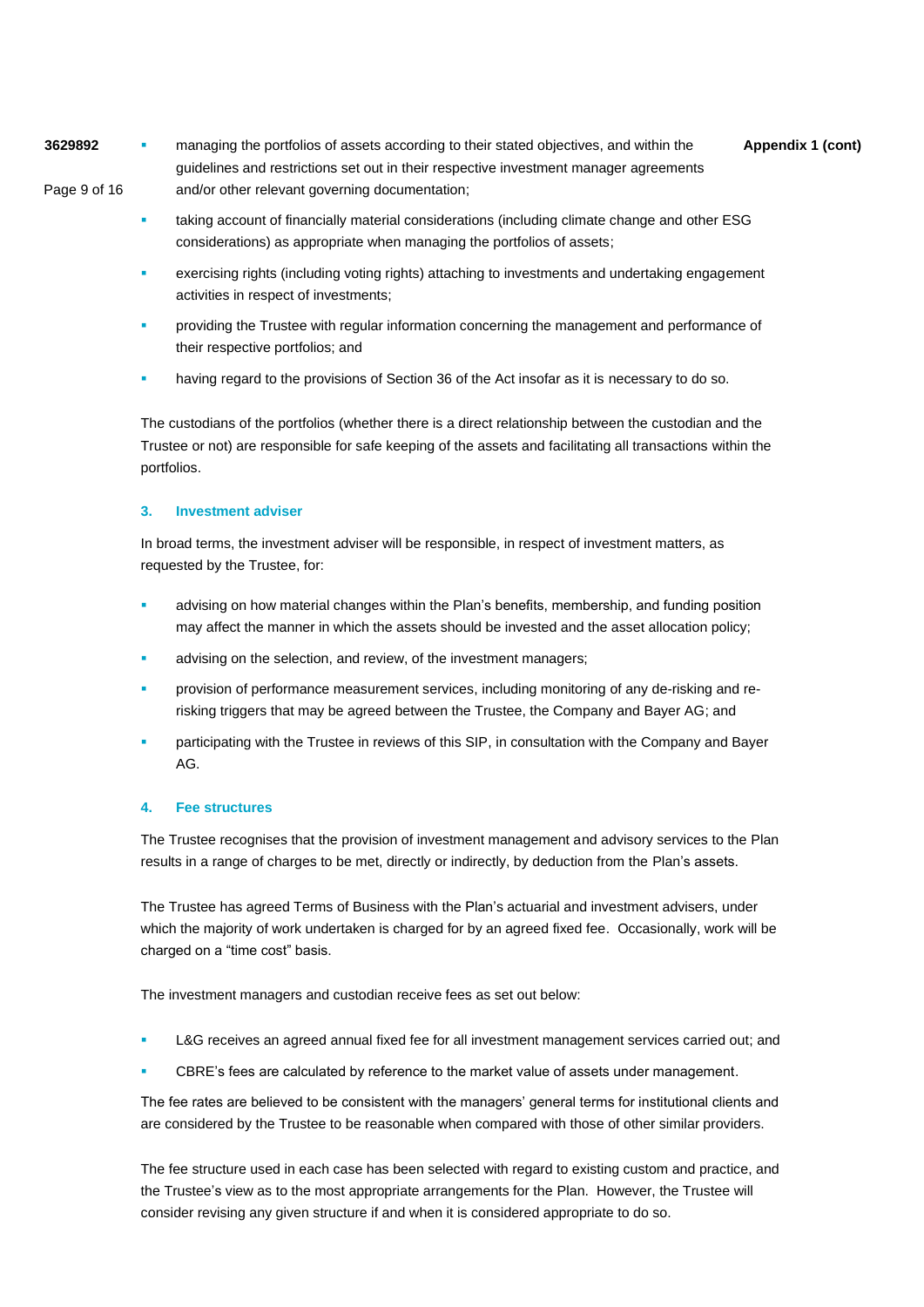- managing the portfolios of assets according to their stated objectives, and within the guidelines and restrictions set out in their respective investment manager agreements and/or other relevant governing documentation;
- taking account of financially material considerations (including climate change and other ESG considerations) as appropriate when managing the portfolios of assets;
- exercising rights (including voting rights) attaching to investments and undertaking engagement activities in respect of investments;
- providing the Trustee with regular information concerning the management and performance of their respective portfolios; and
- having regard to the provisions of Section 36 of the Act insofar as it is necessary to do so.

The custodians of the portfolios (whether there is a direct relationship between the custodian and the Trustee or not) are responsible for safe keeping of the assets and facilitating all transactions within the portfolios.

### 3. Investment adviser

In broad terms, the investment adviser will be responsible, in respect of investment matters, as requested by the Trustee, for:

- advising on how material changes within the Plan's benefits, membership, and funding position may affect the manner in which the assets should be invested and the asset allocation policy;
- advising on the selection, and review, of the investment managers;
- provision of performance measurement services, including monitoring of any de-risking and re-risking triggers that may be agreed between the Trustee, the Company and Bayer AG; and
- participating with the Trustee in reviews of this SIP, in consultation with the Company and Bayer AG.

### 4. Fee structures

The Trustee recognises that the provision of investment management and advisory services to the Plan results in a range of charges to be met, directly or indirectly, by deduction from the Plan's assets.

The Trustee has agreed Terms of Business with the Plan's actuarial and investment advisers, under which the majority of work undertaken is charged for by an agreed fixed fee. Occasionally, work will be charged on a "time cost" basis.

The investment managers and custodian receive fees as set out below:

- L&G receives an agreed annual fixed fee for all investment management services carried out; and
- CBRE's fees are calculated by reference to the market value of assets under management.

The fee rates are believed to be consistent with the managers' general terms for institutional clients and are considered by the Trustee to be reasonable when compared with those of other similar providers.

The fee structure used in each case has been selected with regard to existing custom and practice, and the Trustee's view as to the most appropriate arrangements for the Plan. However, the Trustee will consider revising any given structure if and when it is considered appropriate to do so.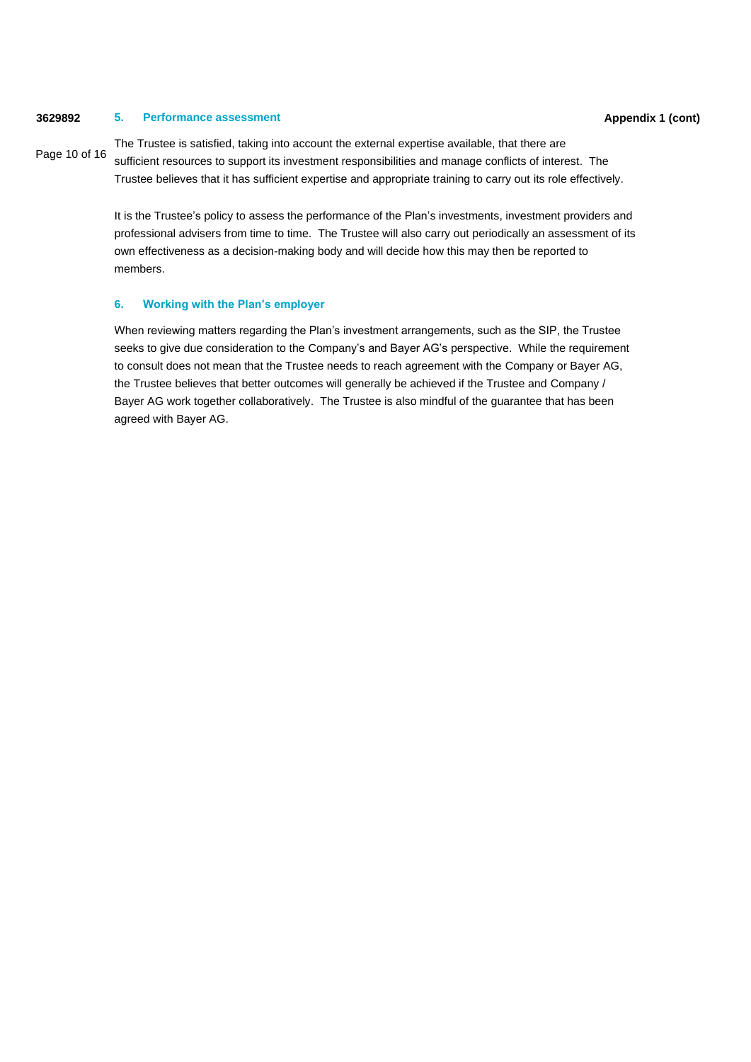## 5. Performance assessment

The Trustee is satisfied, taking into account the external expertise available, that there are sufficient resources to support its investment responsibilities and manage conflicts of interest. The Trustee believes that it has sufficient expertise and appropriate training to carry out its role effectively.

It is the Trustee's policy to assess the performance of the Plan's investments, investment providers and professional advisers from time to time. The Trustee will also carry out periodically an assessment of its own effectiveness as a decision-making body and will decide how this may then be reported to members.

## 6. Working with the Plan's employer

When reviewing matters regarding the Plan's investment arrangements, such as the SIP, the Trustee seeks to give due consideration to the Company's and Bayer AG's perspective. While the requirement to consult does not mean that the Trustee needs to reach agreement with the Company or Bayer AG, the Trustee believes that better outcomes will generally be achieved if the Trustee and Company / Bayer AG work together collaboratively. The Trustee is also mindful of the guarantee that has been agreed with Bayer AG.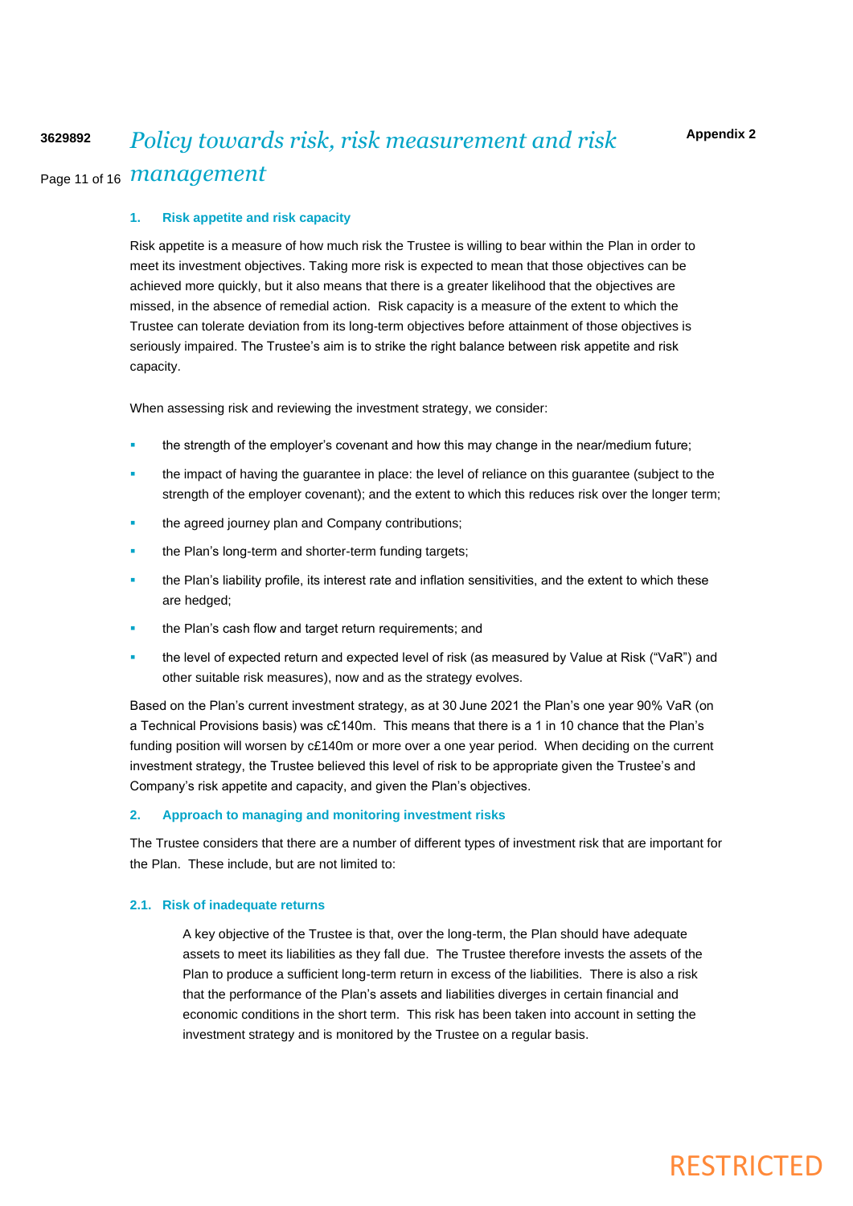# Policy towards risk, risk measurement and risk management

Appendix 2

## 1. Risk appetite and risk capacity

Risk appetite is a measure of how much risk the Trustee is willing to bear within the Plan in order to meet its investment objectives. Taking more risk is expected to mean that those objectives can be achieved more quickly, but it also means that there is a greater likelihood that the objectives are missed, in the absence of remedial action. Risk capacity is a measure of the extent to which the Trustee can tolerate deviation from its long-term objectives before attainment of those objectives is seriously impaired. The Trustee's aim is to strike the right balance between risk appetite and risk capacity.

When assessing risk and reviewing the investment strategy, we consider:

- the strength of the employer's covenant and how this may change in the near/medium future;
- the impact of having the guarantee in place: the level of reliance on this guarantee (subject to the strength of the employer covenant); and the extent to which this reduces risk over the longer term;
- the agreed journey plan and Company contributions;
- the Plan's long-term and shorter-term funding targets;
- the Plan's liability profile, its interest rate and inflation sensitivities, and the extent to which these are hedged;
- the Plan's cash flow and target return requirements; and
- the level of expected return and expected level of risk (as measured by Value at Risk ("VaR") and other suitable risk measures), now and as the strategy evolves.

Based on the Plan's current investment strategy, as at 30 June 2021 the Plan's one year 90% VaR (on a Technical Provisions basis) was c£140m. This means that there is a 1 in 10 chance that the Plan's funding position will worsen by c£140m or more over a one year period. When deciding on the current investment strategy, the Trustee believed this level of risk to be appropriate given the Trustee's and Company's risk appetite and capacity, and given the Plan's objectives.

## 2. Approach to managing and monitoring investment risks

The Trustee considers that there are a number of different types of investment risk that are important for the Plan. These include, but are not limited to:

### 2.1. Risk of inadequate returns

A key objective of the Trustee is that, over the long-term, the Plan should have adequate assets to meet its liabilities as they fall due. The Trustee therefore invests the assets of the Plan to produce a sufficient long-term return in excess of the liabilities. There is also a risk that the performance of the Plan's assets and liabilities diverges in certain financial and economic conditions in the short term. This risk has been taken into account in setting the investment strategy and is monitored by the Trustee on a regular basis.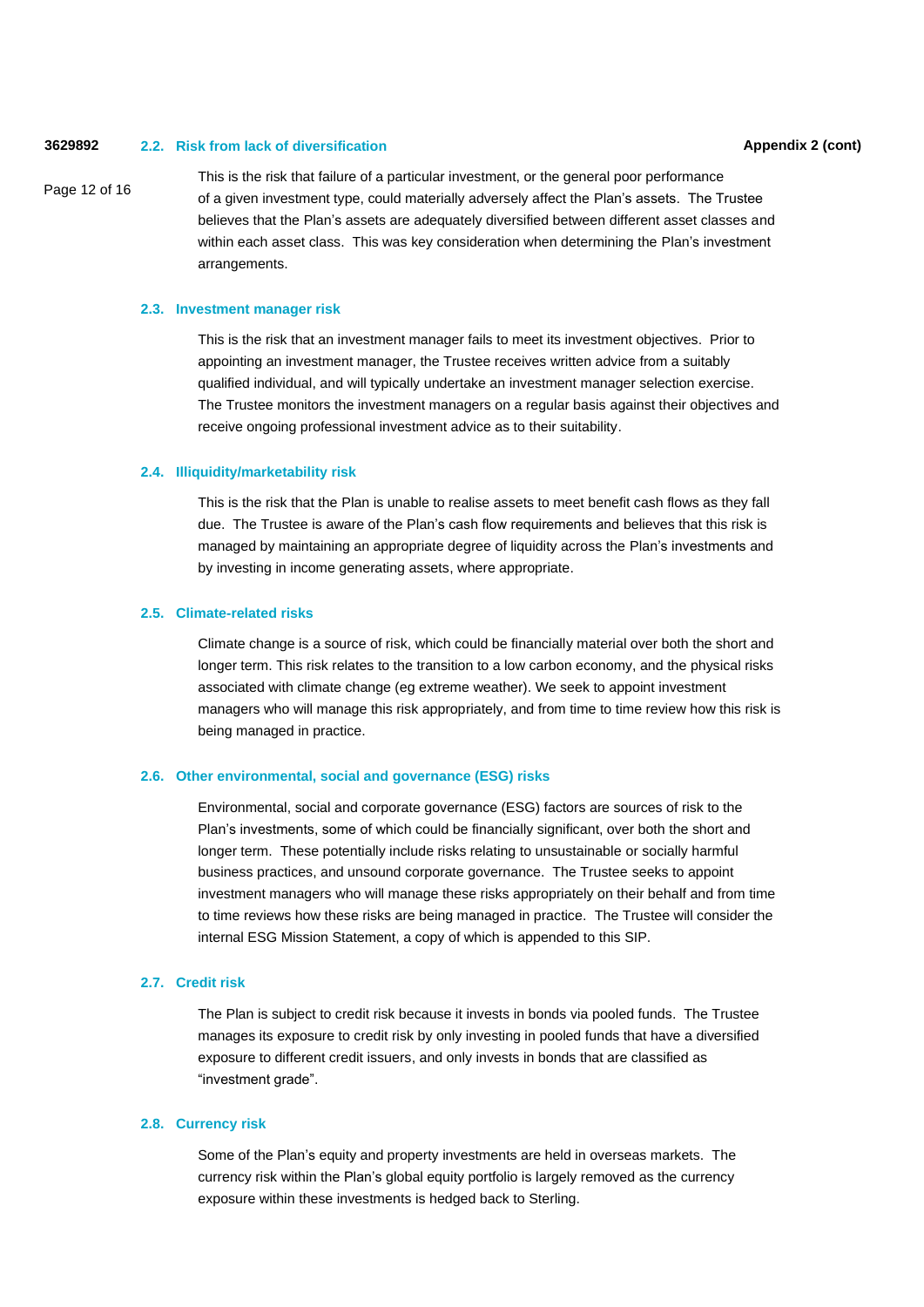### 2.2. Risk from lack of diversification

This is the risk that failure of a particular investment, or the general poor performance of a given investment type, could materially adversely affect the Plan's assets. The Trustee believes that the Plan's assets are adequately diversified between different asset classes and within each asset class. This was key consideration when determining the Plan's investment arrangements.

### 2.3. Investment manager risk

This is the risk that an investment manager fails to meet its investment objectives. Prior to appointing an investment manager, the Trustee receives written advice from a suitably qualified individual, and will typically undertake an investment manager selection exercise. The Trustee monitors the investment managers on a regular basis against their objectives and receive ongoing professional investment advice as to their suitability.

### 2.4. Illiquidity/marketability risk

This is the risk that the Plan is unable to realise assets to meet benefit cash flows as they fall due. The Trustee is aware of the Plan's cash flow requirements and believes that this risk is managed by maintaining an appropriate degree of liquidity across the Plan's investments and by investing in income generating assets, where appropriate.

### 2.5. Climate-related risks

Climate change is a source of risk, which could be financially material over both the short and longer term. This risk relates to the transition to a low carbon economy, and the physical risks associated with climate change (eg extreme weather). We seek to appoint investment managers who will manage this risk appropriately, and from time to time review how this risk is being managed in practice.

### 2.6. Other environmental, social and governance (ESG) risks

Environmental, social and corporate governance (ESG) factors are sources of risk to the Plan's investments, some of which could be financially significant, over both the short and longer term. These potentially include risks relating to unsustainable or socially harmful business practices, and unsound corporate governance. The Trustee seeks to appoint investment managers who will manage these risks appropriately on their behalf and from time to time reviews how these risks are being managed in practice. The Trustee will consider the internal ESG Mission Statement, a copy of which is appended to this SIP.

### 2.7. Credit risk

The Plan is subject to credit risk because it invests in bonds via pooled funds. The Trustee manages its exposure to credit risk by only investing in pooled funds that have a diversified exposure to different credit issuers, and only invests in bonds that are classified as "investment grade".

### 2.8. Currency risk

Some of the Plan's equity and property investments are held in overseas markets. The currency risk within the Plan's global equity portfolio is largely removed as the currency exposure within these investments is hedged back to Sterling.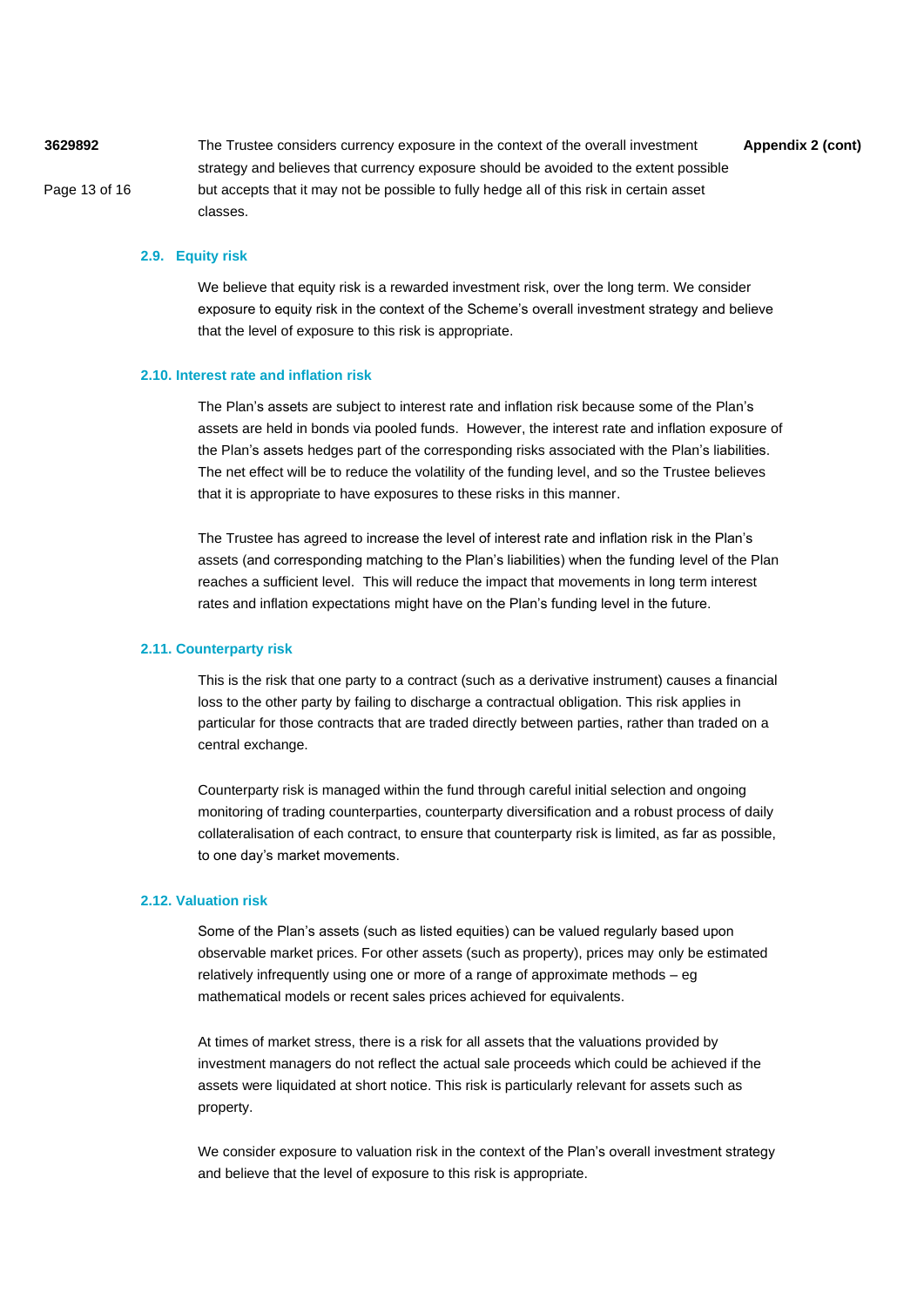The Trustee considers currency exposure in the context of the overall investment strategy and believes that currency exposure should be avoided to the extent possible but accepts that it may not be possible to fully hedge all of this risk in certain asset classes.

### 2.9. Equity risk

We believe that equity risk is a rewarded investment risk, over the long term. We consider exposure to equity risk in the context of the Scheme's overall investment strategy and believe that the level of exposure to this risk is appropriate.

### 2.10. Interest rate and inflation risk

The Plan's assets are subject to interest rate and inflation risk because some of the Plan's assets are held in bonds via pooled funds. However, the interest rate and inflation exposure of the Plan's assets hedges part of the corresponding risks associated with the Plan's liabilities. The net effect will be to reduce the volatility of the funding level, and so the Trustee believes that it is appropriate to have exposures to these risks in this manner.

The Trustee has agreed to increase the level of interest rate and inflation risk in the Plan's assets (and corresponding matching to the Plan's liabilities) when the funding level of the Plan reaches a sufficient level. This will reduce the impact that movements in long term interest rates and inflation expectations might have on the Plan's funding level in the future.

### 2.11. Counterparty risk

This is the risk that one party to a contract (such as a derivative instrument) causes a financial loss to the other party by failing to discharge a contractual obligation. This risk applies in particular for those contracts that are traded directly between parties, rather than traded on a central exchange.

Counterparty risk is managed within the fund through careful initial selection and ongoing monitoring of trading counterparties, counterparty diversification and a robust process of daily collateralisation of each contract, to ensure that counterparty risk is limited, as far as possible, to one day's market movements.

### 2.12. Valuation risk

Some of the Plan's assets (such as listed equities) can be valued regularly based upon observable market prices. For other assets (such as property), prices may only be estimated relatively infrequently using one or more of a range of approximate methods – eg mathematical models or recent sales prices achieved for equivalents.

At times of market stress, there is a risk for all assets that the valuations provided by investment managers do not reflect the actual sale proceeds which could be achieved if the assets were liquidated at short notice. This risk is particularly relevant for assets such as property.

We consider exposure to valuation risk in the context of the Plan's overall investment strategy and believe that the level of exposure to this risk is appropriate.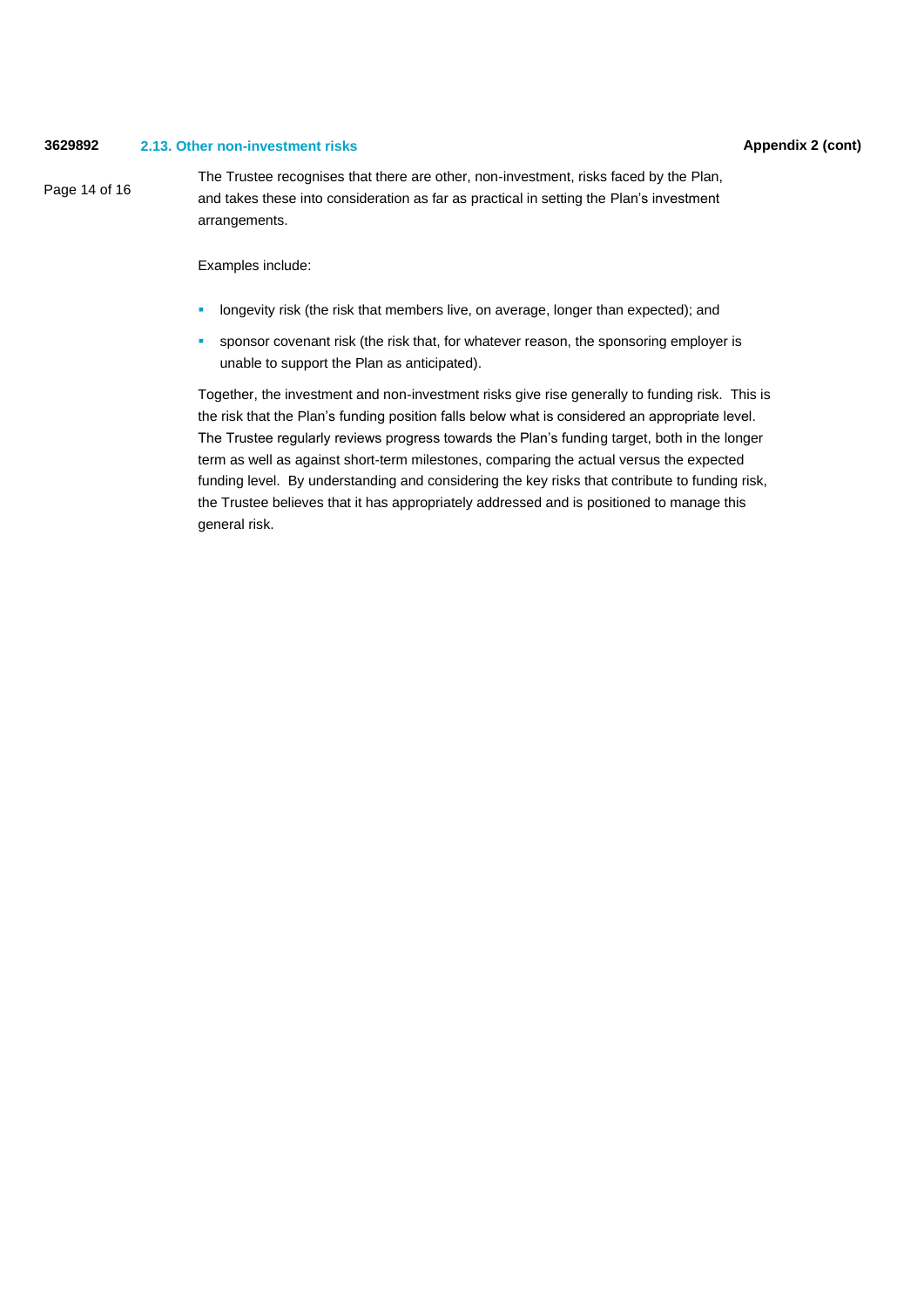## 2.13. Other non-investment risks

The Trustee recognises that there are other, non-investment, risks faced by the Plan, and takes these into consideration as far as practical in setting the Plan's investment arrangements.

Examples include:

- longevity risk (the risk that members live, on average, longer than expected); and
- sponsor covenant risk (the risk that, for whatever reason, the sponsoring employer is unable to support the Plan as anticipated).

Together, the investment and non-investment risks give rise generally to funding risk. This is the risk that the Plan's funding position falls below what is considered an appropriate level. The Trustee regularly reviews progress towards the Plan's funding target, both in the longer term as well as against short-term milestones, comparing the actual versus the expected funding level. By understanding and considering the key risks that contribute to funding risk, the Trustee believes that it has appropriately addressed and is positioned to manage this general risk.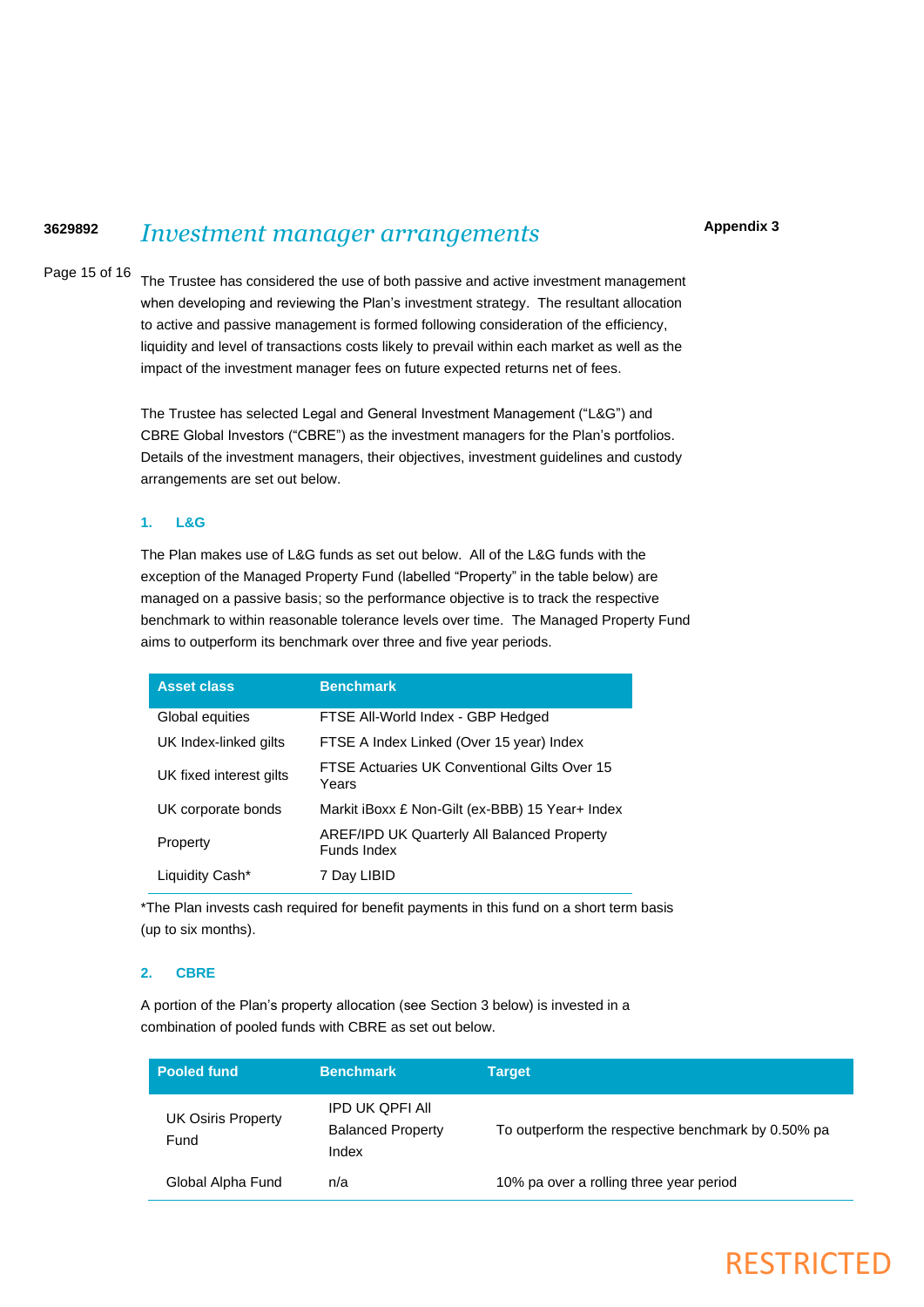# Investment manager arrangements

**Appendix 3**

The Trustee has considered the use of both passive and active investment management when developing and reviewing the Plan's investment strategy. The resultant allocation to active and passive management is formed following consideration of the efficiency, liquidity and level of transactions costs likely to prevail within each market as well as the impact of the investment manager fees on future expected returns net of fees.

The Trustee has selected Legal and General Investment Management ("L&G") and CBRE Global Investors ("CBRE") as the investment managers for the Plan's portfolios. Details of the investment managers, their objectives, investment guidelines and custody arrangements are set out below.

## 1. L&G

The Plan makes use of L&G funds as set out below. All of the L&G funds with the exception of the Managed Property Fund (labelled "Property" in the table below) are managed on a passive basis; so the performance objective is to track the respective benchmark to within reasonable tolerance levels over time. The Managed Property Fund aims to outperform its benchmark over three and five year periods.

| Asset class | Benchmark |
|---|---|
| Global equities | FTSE All-World Index - GBP Hedged |
| UK Index-linked gilts | FTSE A Index Linked (Over 15 year) Index |
| UK fixed interest gilts | FTSE Actuaries UK Conventional Gilts Over 15 Years |
| UK corporate bonds | Markit iBoxx £ Non-Gilt (ex-BBB) 15 Year+ Index |
| Property | AREF/IPD UK Quarterly All Balanced Property Funds Index |
| Liquidity Cash* | 7 Day LIBID |

*The Plan invests cash required for benefit payments in this fund on a short term basis (up to six months).

## 2. CBRE

A portion of the Plan's property allocation (see Section 3 below) is invested in a combination of pooled funds with CBRE as set out below.

| Pooled fund | Benchmark | Target |
|---|---|---|
| UK Osiris Property Fund | IPD UK QPFI All Balanced Property Index | To outperform the respective benchmark by 0.50% pa |
| Global Alpha Fund | n/a | 10% pa over a rolling three year period |

RESTRICTED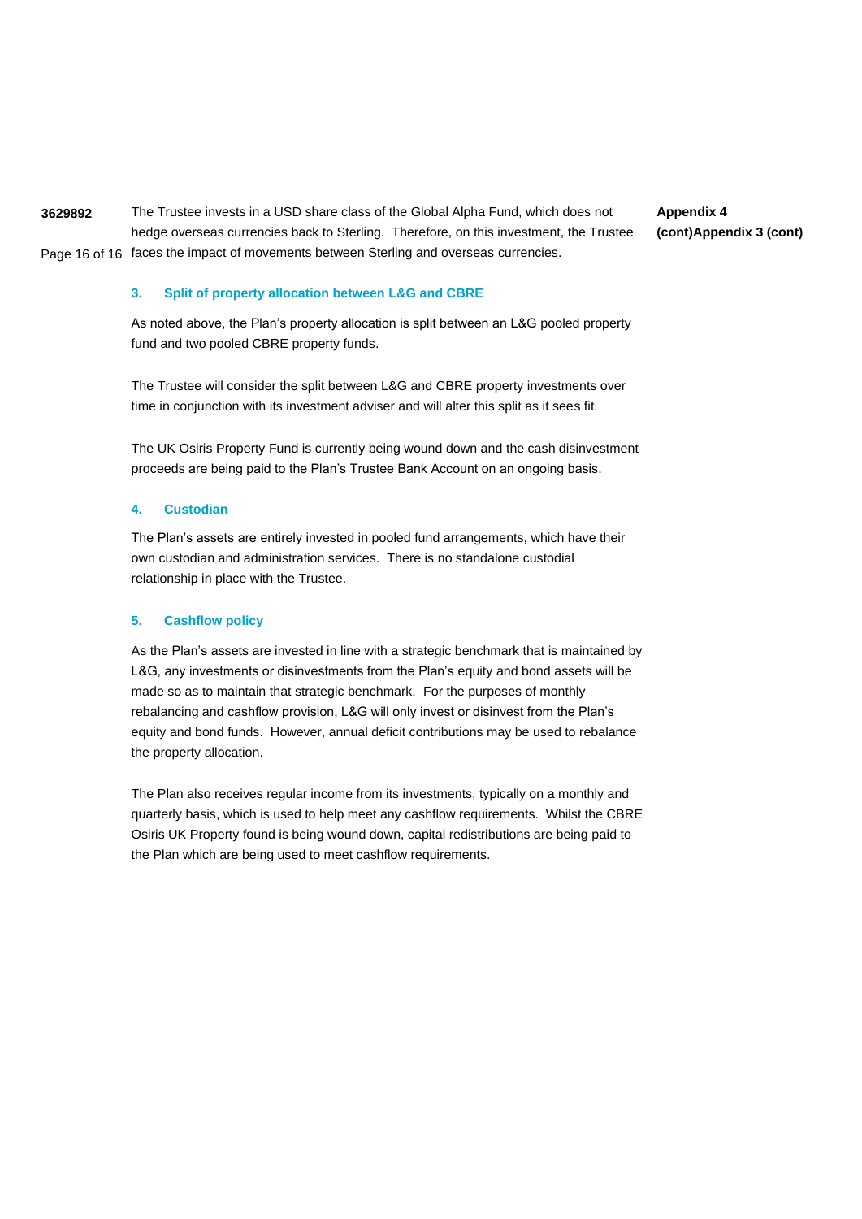The Trustee invests in a USD share class of the Global Alpha Fund, which does not hedge overseas currencies back to Sterling. Therefore, on this investment, the Trustee faces the impact of movements between Sterling and overseas currencies.

### 3. Split of property allocation between L&G and CBRE

As noted above, the Plan's property allocation is split between an L&G pooled property fund and two pooled CBRE property funds.

The Trustee will consider the split between L&G and CBRE property investments over time in conjunction with its investment adviser and will alter this split as it sees fit.

The UK Osiris Property Fund is currently being wound down and the cash disinvestment proceeds are being paid to the Plan's Trustee Bank Account on an ongoing basis.

### 4. Custodian

The Plan's assets are entirely invested in pooled fund arrangements, which have their own custodian and administration services. There is no standalone custodial relationship in place with the Trustee.

### 5. Cashflow policy

As the Plan's assets are invested in line with a strategic benchmark that is maintained by L&G, any investments or disinvestments from the Plan's equity and bond assets will be made so as to maintain that strategic benchmark. For the purposes of monthly rebalancing and cashflow provision, L&G will only invest or disinvest from the Plan's equity and bond funds. However, annual deficit contributions may be used to rebalance the property allocation.

The Plan also receives regular income from its investments, typically on a monthly and quarterly basis, which is used to help meet any cashflow requirements. Whilst the CBRE Osiris UK Property found is being wound down, capital redistributions are being paid to the Plan which are being used to meet cashflow requirements.